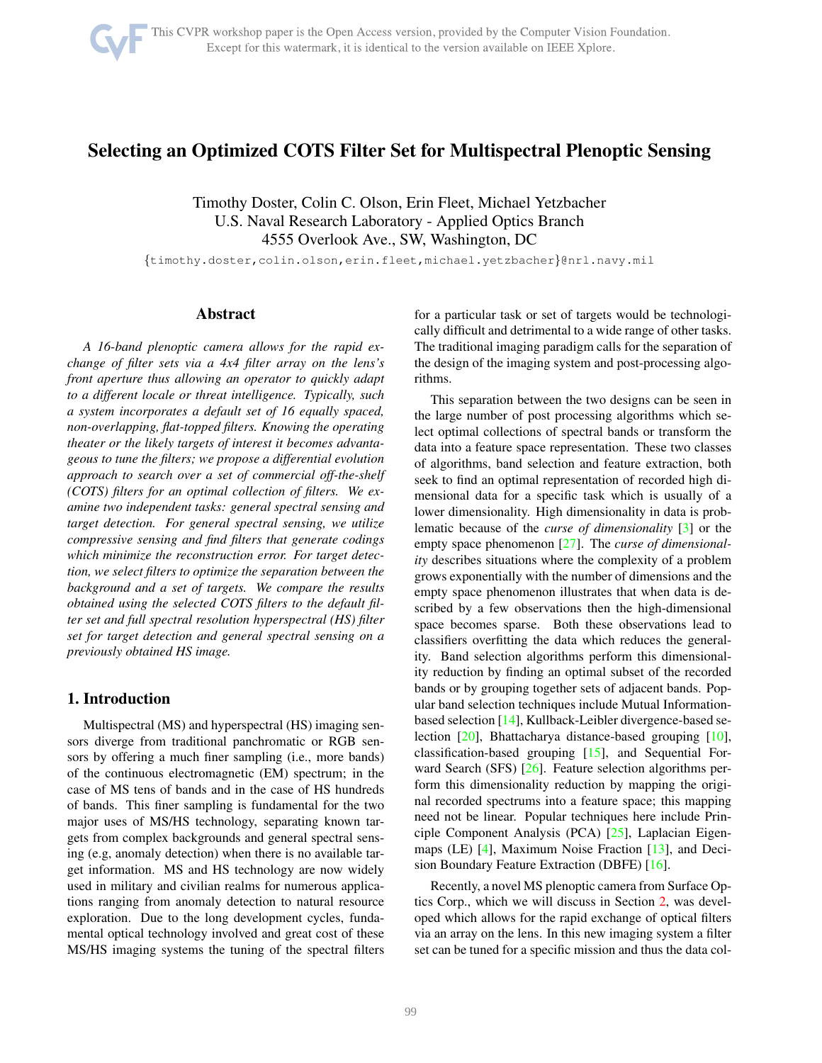# Selecting an Optimized COTS Filter Set for Multispectral Plenoptic Sensing

Timothy Doster, Colin C. Olson, Erin Fleet, Michael Yetzbacher
U.S. Naval Research Laboratory - Applied Optics Branch
4555 Overlook Ave., SW, Washington, DC

{timothy.doster,colin.olson,erin.fleet,michael.yetzbacher}@nrl.navy.mil

## Abstract

*A 16-band plenoptic camera allows for the rapid exchange of filter sets via a 4x4 filter array on the lens's front aperture thus allowing an operator to quickly adapt to a different locale or threat intelligence. Typically, such a system incorporates a default set of 16 equally spaced, non-overlapping, flat-topped filters. Knowing the operating theater or the likely targets of interest it becomes advantageous to tune the filters; we propose a differential evolution approach to search over a set of commercial off-the-shelf (COTS) filters for an optimal collection of filters. We examine two independent tasks: general spectral sensing and target detection. For general spectral sensing, we utilize compressive sensing and find filters that generate codings which minimize the reconstruction error. For target detection, we select filters to optimize the separation between the background and a set of targets. We compare the results obtained using the selected COTS filters to the default filter set and full spectral resolution hyperspectral (HS) filter set for target detection and general spectral sensing on a previously obtained HS image.*

## 1. Introduction

Multispectral (MS) and hyperspectral (HS) imaging sensors diverge from traditional panchromatic or RGB sensors by offering a much finer sampling (i.e., more bands) of the continuous electromagnetic (EM) spectrum; in the case of MS tens of bands and in the case of HS hundreds of bands. This finer sampling is fundamental for the two major uses of MS/HS technology, separating known targets from complex backgrounds and general spectral sensing (e.g, anomaly detection) when there is no available target information. MS and HS technology are now widely used in military and civilian realms for numerous applications ranging from anomaly detection to natural resource exploration. Due to the long development cycles, fundamental optical technology involved and great cost of these MS/HS imaging systems the tuning of the spectral filters for a particular task or set of targets would be technologically difficult and detrimental to a wide range of other tasks. The traditional imaging paradigm calls for the separation of the design of the imaging system and post-processing algorithms.

This separation between the two designs can be seen in the large number of post processing algorithms which select optimal collections of spectral bands or transform the data into a feature space representation. These two classes of algorithms, band selection and feature extraction, both seek to find an optimal representation of recorded high dimensional data for a specific task which is usually of a lower dimensionality. High dimensionality in data is problematic because of the *curse of dimensionality* [3] or the empty space phenomenon [27]. The *curse of dimensionality* describes situations where the complexity of a problem grows exponentially with the number of dimensions and the empty space phenomenon illustrates that when data is described by a few observations then the high-dimensional space becomes sparse. Both these observations lead to classifiers overfitting the data which reduces the generality. Band selection algorithms perform this dimensionality reduction by finding an optimal subset of the recorded bands or by grouping together sets of adjacent bands. Popular band selection techniques include Mutual Information-based selection [14], Kullback-Leibler divergence-based selection [20], Bhattacharya distance-based grouping [10], classification-based grouping [15], and Sequential Forward Search (SFS) [26]. Feature selection algorithms perform this dimensionality reduction by mapping the original recorded spectrums into a feature space; this mapping need not be linear. Popular techniques here include Principle Component Analysis (PCA) [25], Laplacian Eigenmaps (LE) [4], Maximum Noise Fraction [13], and Decision Boundary Feature Extraction (DBFE) [16].

Recently, a novel MS plenoptic camera from Surface Optics Corp., which we will discuss in Section 2, was developed which allows for the rapid exchange of optical filters via an array on the lens. In this new imaging system a filter set can be tuned for a specific mission and thus the data col-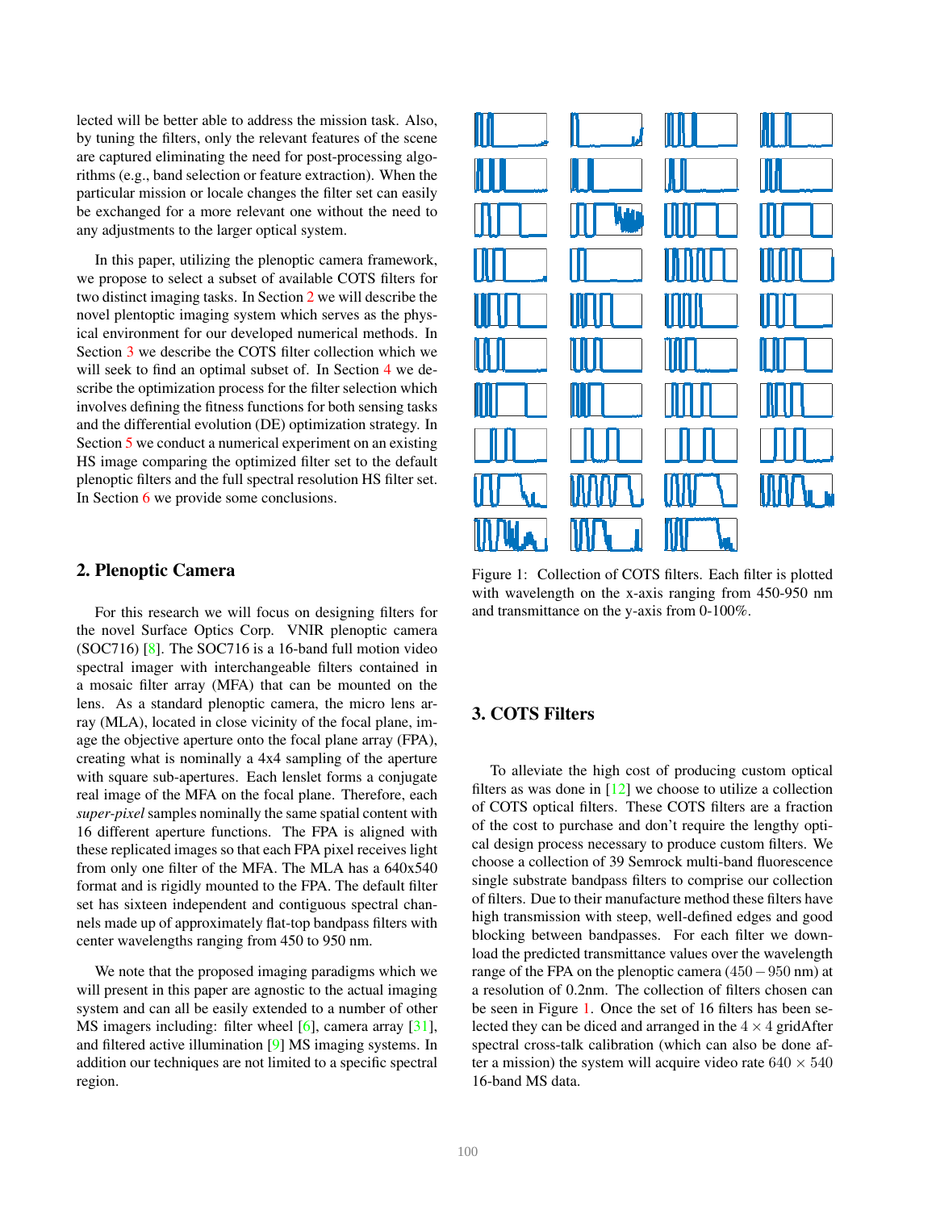lected will be better able to address the mission task. Also, by tuning the filters, only the relevant features of the scene are captured eliminating the need for post-processing algorithms (e.g., band selection or feature extraction). When the particular mission or locale changes the filter set can easily be exchanged for a more relevant one without the need to any adjustments to the larger optical system.

In this paper, utilizing the plenoptic camera framework, we propose to select a subset of available COTS filters for two distinct imaging tasks. In Section 2 we will describe the novel plentoptic imaging system which serves as the physical environment for our developed numerical methods. In Section 3 we describe the COTS filter collection which we will seek to find an optimal subset of. In Section 4 we describe the optimization process for the filter selection which involves defining the fitness functions for both sensing tasks and the differential evolution (DE) optimization strategy. In Section 5 we conduct a numerical experiment on an existing HS image comparing the optimized filter set to the default plenoptic filters and the full spectral resolution HS filter set. In Section 6 we provide some conclusions.

## 2. Plenoptic Camera

For this research we will focus on designing filters for the novel Surface Optics Corp. VNIR plenoptic camera (SOC716) [8]. The SOC716 is a 16-band full motion video spectral imager with interchangeable filters contained in a mosaic filter array (MFA) that can be mounted on the lens. As a standard plenoptic camera, the micro lens array (MLA), located in close vicinity of the focal plane, image the objective aperture onto the focal plane array (FPA), creating what is nominally a 4x4 sampling of the aperture with square sub-apertures. Each lenslet forms a conjugate real image of the MFA on the focal plane. Therefore, each *super-pixel* samples nominally the same spatial content with 16 different aperture functions. The FPA is aligned with these replicated images so that each FPA pixel receives light from only one filter of the MFA. The MLA has a 640x540 format and is rigidly mounted to the FPA. The default filter set has sixteen independent and contiguous spectral channels made up of approximately flat-top bandpass filters with center wavelengths ranging from 450 to 950 nm.

We note that the proposed imaging paradigms which we will present in this paper are agnostic to the actual imaging system and can all be easily extended to a number of other MS imagers including: filter wheel [6], camera array [31], and filtered active illumination [9] MS imaging systems. In addition our techniques are not limited to a specific spectral region.

Figure 1: Collection of COTS filters. Each filter is plotted with wavelength on the x-axis ranging from 450-950 nm and transmittance on the y-axis from 0-100%.

## 3. COTS Filters

To alleviate the high cost of producing custom optical filters as was done in [12] we choose to utilize a collection of COTS optical filters. These COTS filters are a fraction of the cost to purchase and don't require the lengthy optical design process necessary to produce custom filters. We choose a collection of 39 Semrock multi-band fluorescence single substrate bandpass filters to comprise our collection of filters. Due to their manufacture method these filters have high transmission with steep, well-defined edges and good blocking between bandpasses. For each filter we download the predicted transmittance values over the wavelength range of the FPA on the plenoptic camera ($450-950$ nm) at a resolution of 0.2nm. The collection of filters chosen can be seen in Figure 1. Once the set of 16 filters has been selected they can be diced and arranged in the $4 \times 4$ gridAfter spectral cross-talk calibration (which can also be done after a mission) the system will acquire video rate $640 \times 540$ 16-band MS data.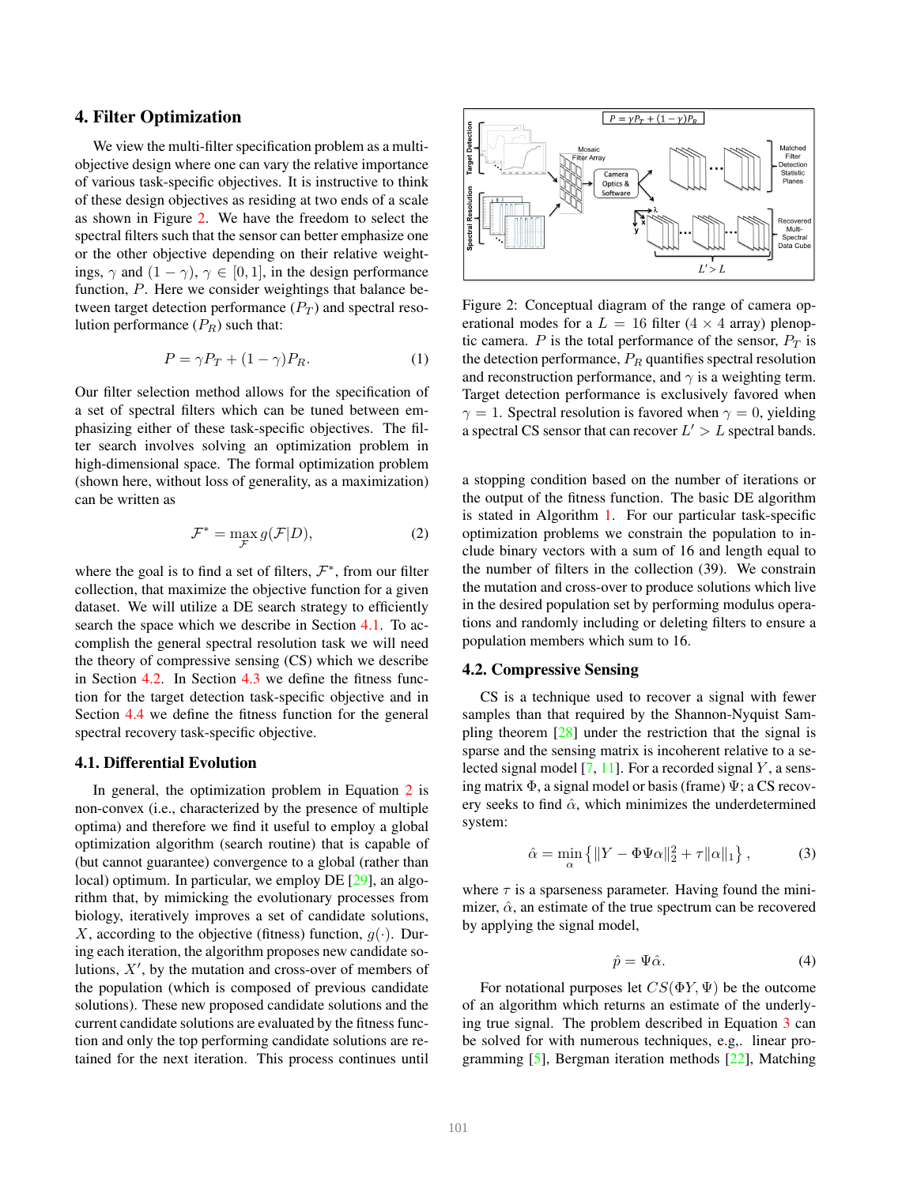## 4. Filter Optimization

We view the multi-filter specification problem as a multi-objective design where one can vary the relative importance of various task-specific objectives. It is instructive to think of these design objectives as residing at two ends of a scale as shown in Figure 2. We have the freedom to select the spectral filters such that the sensor can better emphasize one or the other objective depending on their relative weightings, $\gamma$ and $(1-\gamma)$, $\gamma \in [0,1]$, in the design performance function, $P$. Here we consider weightings that balance between target detection performance ($P_T$) and spectral resolution performance ($P_R$) such that:

$$P = \gamma P_T + (1-\gamma)P_R. \tag{1}$$

Our filter selection method allows for the specification of a set of spectral filters which can be tuned between emphasizing either of these task-specific objectives. The filter search involves solving an optimization problem in high-dimensional space. The formal optimization problem (shown here, without loss of generality, as a maximization) can be written as

$$\mathcal{F}^* = \max_{\mathcal{F}} g(\mathcal{F}|D), \tag{2}$$

where the goal is to find a set of filters, $\mathcal{F}^*$, from our filter collection, that maximize the objective function for a given dataset. We will utilize a DE search strategy to efficiently search the space which we describe in Section 4.1. To accomplish the general spectral resolution task we will need the theory of compressive sensing (CS) which we describe in Section 4.2. In Section 4.3 we define the fitness function for the target detection task-specific objective and in Section 4.4 we define the fitness function for the general spectral recovery task-specific objective.

Figure 2: Conceptual diagram of the range of camera operational modes for a $L = 16$ filter ($4 \times 4$ array) plenoptic camera. $P$ is the total performance of the sensor, $P_T$ is the detection performance, $P_R$ quantifies spectral resolution and reconstruction performance, and $\gamma$ is a weighting term. Target detection performance is exclusively favored when $\gamma = 1$. Spectral resolution is favored when $\gamma = 0$, yielding a spectral CS sensor that can recover $L' > L$ spectral bands.

### 4.1. Differential Evolution

In general, the optimization problem in Equation 2 is non-convex (i.e., characterized by the presence of multiple optima) and therefore we find it useful to employ a global optimization algorithm (search routine) that is capable of (but cannot guarantee) convergence to a global (rather than local) optimum. In particular, we employ DE [29], an algorithm that, by mimicking the evolutionary processes from biology, iteratively improves a set of candidate solutions, $X$, according to the objective (fitness) function, $g(\cdot)$. During each iteration, the algorithm proposes new candidate solutions, $X'$, by the mutation and cross-over of members of the population (which is composed of previous candidate solutions). These new proposed candidate solutions and the current candidate solutions are evaluated by the fitness function and only the top performing candidate solutions are retained for the next iteration. This process continues until a stopping condition based on the number of iterations or the output of the fitness function. The basic DE algorithm is stated in Algorithm 1. For our particular task-specific optimization problems we constrain the population to include binary vectors with a sum of 16 and length equal to the number of filters in the collection (39). We constrain the mutation and cross-over to produce solutions which live in the desired population set by performing modulus operations and randomly including or deleting filters to ensure a population members which sum to 16.

### 4.2. Compressive Sensing

CS is a technique used to recover a signal with fewer samples than that required by the Shannon-Nyquist Sampling theorem [28] under the restriction that the signal is sparse and the sensing matrix is incoherent relative to a selected signal model [7, 11]. For a recorded signal $Y$, a sensing matrix $\Phi$, a signal model or basis (frame) $\Psi$; a CS recovery seeks to find $\hat{\alpha}$, which minimizes the underdetermined system:

$$\hat{\alpha} = \min_{\alpha} \left\{ \|Y - \Phi\Psi\alpha\|_2^2 + \tau\|\alpha\|_1 \right\}, \tag{3}$$

where $\tau$ is a sparseness parameter. Having found the minimizer, $\hat{\alpha}$, an estimate of the true spectrum can be recovered by applying the signal model,

$$\hat{p} = \Psi\hat{\alpha}. \tag{4}$$

For notational purposes let $CS(\Phi Y, \Psi)$ be the outcome of an algorithm which returns an estimate of the underlying true signal. The problem described in Equation 3 can be solved for with numerous techniques, e.g,. linear programming [5], Bergman iteration methods [22], Matching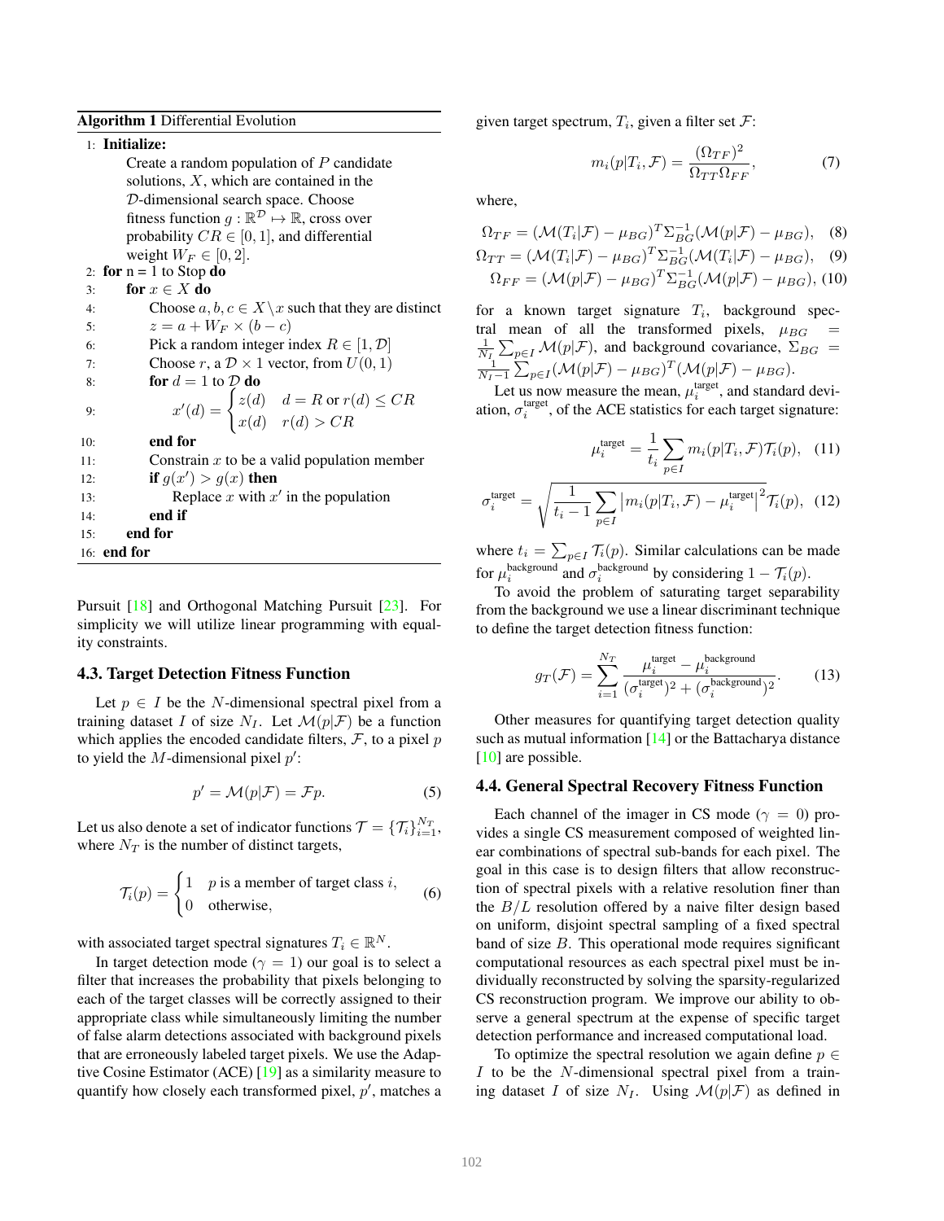**Algorithm 1** Differential Evolution

```
1:  Initialize:
        Create a random population of P candidate
        solutions, X, which are contained in the
        D-dimensional search space. Choose
        fitness function g : R^D ↦ R, cross over
        probability CR ∈ [0, 1], and differential
        weight W_F ∈ [0, 2].
2:  for n = 1 to Stop do
3:      for x ∈ X do
4:          Choose a, b, c ∈ X \ x such that they are distinct
5:          z = a + W_F × (b − c)
6:          Pick a random integer index R ∈ [1, D]
7:          Choose r, a D × 1 vector, from U(0, 1)
8:          for d = 1 to D do
9:              x'(d) = { z(d)   d = R or r(d) ≤ CR
                        { x(d)   r(d) > CR
10:         end for
11:         Constrain x to be a valid population member
12:         if g(x') > g(x) then
13:             Replace x with x' in the population
14:         end if
15:     end for
16: end for
```

Pursuit [18] and Orthogonal Matching Pursuit [23]. For simplicity we will utilize linear programming with equality constraints.

### 4.3. Target Detection Fitness Function

Let $p \in I$ be the $N$-dimensional spectral pixel from a training dataset $I$ of size $N_I$. Let $\mathcal{M}(p|\mathcal{F})$ be a function which applies the encoded candidate filters, $\mathcal{F}$, to a pixel $p$ to yield the $M$-dimensional pixel $p'$:

$$p' = \mathcal{M}(p|\mathcal{F}) = \mathcal{F}p. \tag{5}$$

Let us also denote a set of indicator functions $\mathcal{T} = \{\mathcal{T}_i\}_{i=1}^{N_T}$, where $N_T$ is the number of distinct targets,

$$\mathcal{T}_i(p) = \begin{cases} 1 & p \text{ is a member of target class } i, \\ 0 & \text{otherwise}, \end{cases} \tag{6}$$

with associated target spectral signatures $T_i \in \mathbb{R}^N$.

In target detection mode ($\gamma = 1$) our goal is to select a filter that increases the probability that pixels belonging to each of the target classes will be correctly assigned to their appropriate class while simultaneously limiting the number of false alarm detections associated with background pixels that are erroneously labeled target pixels. We use the Adaptive Cosine Estimator (ACE) [19] as a similarity measure to quantify how closely each transformed pixel, $p'$, matches a given target spectrum, $T_i$, given a filter set $\mathcal{F}$:

$$m_i(p|T_i, \mathcal{F}) = \frac{(\Omega_{TF})^2}{\Omega_{TT}\Omega_{FF}}, \tag{7}$$

where,

$$\Omega_{TF} = (\mathcal{M}(T_i|\mathcal{F}) - \mu_{BG})^T \Sigma_{BG}^{-1} (\mathcal{M}(p|\mathcal{F}) - \mu_{BG}), \tag{8}$$

$$\Omega_{TT} = (\mathcal{M}(T_i|\mathcal{F}) - \mu_{BG})^T \Sigma_{BG}^{-1} (\mathcal{M}(T_i|\mathcal{F}) - \mu_{BG}), \tag{9}$$

$$\Omega_{FF} = (\mathcal{M}(p|\mathcal{F}) - \mu_{BG})^T \Sigma_{BG}^{-1} (\mathcal{M}(p|\mathcal{F}) - \mu_{BG}), \tag{10}$$

for a known target signature $T_i$, background spectral mean of all the transformed pixels, $\mu_{BG} = \frac{1}{N_I}\sum_{p \in I} \mathcal{M}(p|\mathcal{F})$, and background covariance, $\Sigma_{BG} = \frac{1}{N_I - 1}\sum_{p \in I} (\mathcal{M}(p|\mathcal{F}) - \mu_{BG})^T (\mathcal{M}(p|\mathcal{F}) - \mu_{BG})$.

Let us now measure the mean, $\mu_i^{\text{target}}$, and standard deviation, $\sigma_i^{\text{target}}$, of the ACE statistics for each target signature:

$$\mu_i^{\text{target}} = \frac{1}{t_i}\sum_{p \in I} m_i(p|T_i, \mathcal{F})\mathcal{T}_i(p), \tag{11}$$

$$\sigma_i^{\text{target}} = \sqrt{\frac{1}{t_i - 1}\sum_{p \in I} \left| m_i(p|T_i, \mathcal{F}) - \mu_i^{\text{target}} \right|^2 \mathcal{T}_i(p)}, \tag{12}$$

where $t_i = \sum_{p \in I} \mathcal{T}_i(p)$. Similar calculations can be made for $\mu_i^{\text{background}}$ and $\sigma_i^{\text{background}}$ by considering $1 - \mathcal{T}_i(p)$.

To avoid the problem of saturating target separability from the background we use a linear discriminant technique to define the target detection fitness function:

$$g_T(\mathcal{F}) = \sum_{i=1}^{N_T} \frac{\mu_i^{\text{target}} - \mu_i^{\text{background}}}{(\sigma_i^{\text{target}})^2 + (\sigma_i^{\text{background}})^2}. \tag{13}$$

Other measures for quantifying target detection quality such as mutual information [14] or the Battacharya distance [10] are possible.

### 4.4. General Spectral Recovery Fitness Function

Each channel of the imager in CS mode ($\gamma = 0$) provides a single CS measurement composed of weighted linear combinations of spectral sub-bands for each pixel. The goal in this case is to design filters that allow reconstruction of spectral pixels with a relative resolution finer than the $B/L$ resolution offered by a naive filter design based on uniform, disjoint spectral sampling of a fixed spectral band of size $B$. This operational mode requires significant computational resources as each spectral pixel must be individually reconstructed by solving the sparsity-regularized CS reconstruction program. We improve our ability to observe a general spectrum at the expense of specific target detection performance and increased computational load.

To optimize the spectral resolution we again define $p \in I$ to be the $N$-dimensional spectral pixel from a training dataset $I$ of size $N_I$. Using $\mathcal{M}(p|\mathcal{F})$ as defined in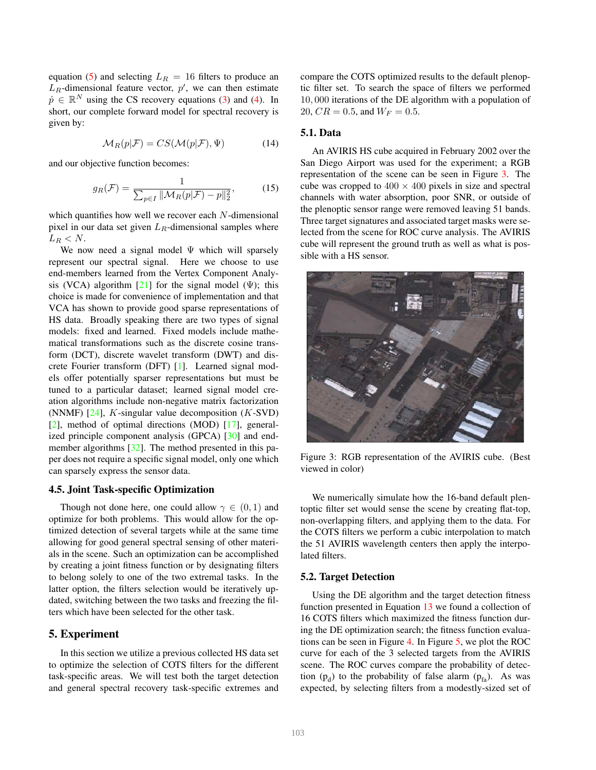equation (5) and selecting $L_R = 16$ filters to produce an $L_R$-dimensional feature vector, $p'$, we can then estimate $\hat{p} \in \mathbb{R}^N$ using the CS recovery equations (3) and (4). In short, our complete forward model for spectral recovery is given by:

$$\mathcal{M}_R(p|\mathcal{F}) = CS(\mathcal{M}(p|\mathcal{F}), \Psi) \tag{14}$$

and our objective function becomes:

$$g_R(\mathcal{F}) = \frac{1}{\sum_{p \in I} \|\mathcal{M}_R(p|\mathcal{F}) - p\|_2^2}, \tag{15}$$

which quantifies how well we recover each $N$-dimensional pixel in our data set given $L_R$-dimensional samples where $L_R < N$.

We now need a signal model $\Psi$ which will sparsely represent our spectral signal. Here we choose to use end-members learned from the Vertex Component Analysis (VCA) algorithm [21] for the signal model ($\Psi$); this choice is made for convenience of implementation and that VCA has shown to provide good sparse representations of HS data. Broadly speaking there are two types of signal models: fixed and learned. Fixed models include mathematical transformations such as the discrete cosine transform (DCT), discrete wavelet transform (DWT) and discrete Fourier transform (DFT) [1]. Learned signal models offer potentially sparser representations but must be tuned to a particular dataset; learned signal model creation algorithms include non-negative matrix factorization (NNMF) [24], $K$-singular value decomposition ($K$-SVD) [2], method of optimal directions (MOD) [17], generalized principle component analysis (GPCA) [30] and end-member algorithms [32]. The method presented in this paper does not require a specific signal model, only one which can sparsely express the sensor data.

### 4.5. Joint Task-specific Optimization

Though not done here, one could allow $\gamma \in (0, 1)$ and optimize for both problems. This would allow for the optimized detection of several targets while at the same time allowing for good general spectral sensing of other materials in the scene. Such an optimization can be accomplished by creating a joint fitness function or by designating filters to belong solely to one of the two extremal tasks. In the latter option, the filters selection would be iteratively updated, switching between the two tasks and freezing the filters which have been selected for the other task.

## 5. Experiment

In this section we utilize a previous collected HS data set to optimize the selection of COTS filters for the different task-specific areas. We will test both the target detection and general spectral recovery task-specific extremes and compare the COTS optimized results to the default plenoptic filter set. To search the space of filters we performed $10,000$ iterations of the DE algorithm with a population of $20$, $CR = 0.5$, and $W_F = 0.5$.

### 5.1. Data

An AVIRIS HS cube acquired in February 2002 over the San Diego Airport was used for the experiment; a RGB representation of the scene can be seen in Figure 3. The cube was cropped to $400 \times 400$ pixels in size and spectral channels with water absorption, poor SNR, or outside of the plenoptic sensor range were removed leaving 51 bands. Three target signatures and associated target masks were selected from the scene for ROC curve analysis. The AVIRIS cube will represent the ground truth as well as what is possible with a HS sensor.

Figure 3: RGB representation of the AVIRIS cube. (Best viewed in color)

We numerically simulate how the 16-band default plenoptic filter set would sense the scene by creating flat-top, non-overlapping filters, and applying them to the data. For the COTS filters we perform a cubic interpolation to match the 51 AVIRIS wavelength centers then apply the interpolated filters.

### 5.2. Target Detection

Using the DE algorithm and the target detection fitness function presented in Equation 13 we found a collection of 16 COTS filters which maximized the fitness function during the DE optimization search; the fitness function evaluations can be seen in Figure 4. In Figure 5, we plot the ROC curve for each of the 3 selected targets from the AVIRIS scene. The ROC curves compare the probability of detection ($p_d$) to the probability of false alarm ($p_{fa}$). As was expected, by selecting filters from a modestly-sized set of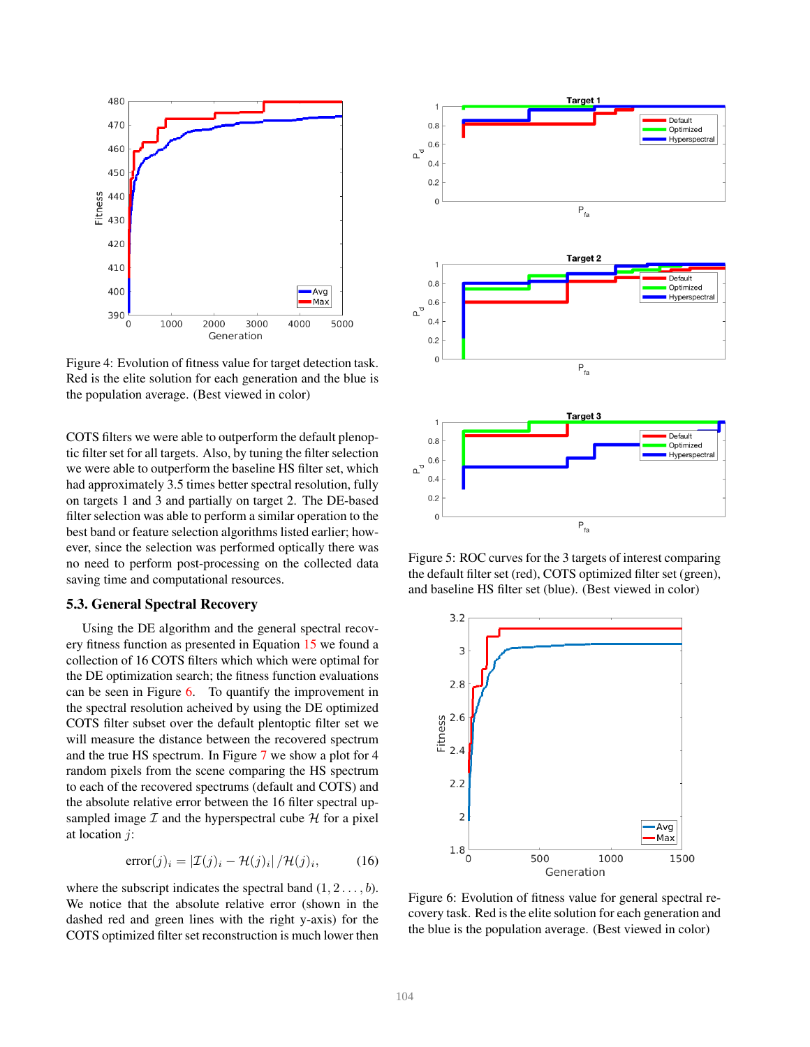Figure 4: Evolution of fitness value for target detection task. Red is the elite solution for each generation and the blue is the population average. (Best viewed in color)

COTS filters we were able to outperform the default plenoptic filter set for all targets. Also, by tuning the filter selection we were able to outperform the baseline HS filter set, which had approximately 3.5 times better spectral resolution, fully on targets 1 and 3 and partially on target 2. The DE-based filter selection was able to perform a similar operation to the best band or feature selection algorithms listed earlier; however, since the selection was performed optically there was no need to perform post-processing on the collected data saving time and computational resources.

### 5.3. General Spectral Recovery

Using the DE algorithm and the general spectral recovery fitness function as presented in Equation 15 we found a collection of 16 COTS filters which which were optimal for the DE optimization search; the fitness function evaluations can be seen in Figure 6. To quantify the improvement in the spectral resolution acheived by using the DE optimized COTS filter subset over the default plentoptic filter set we will measure the distance between the recovered spectrum and the true HS spectrum. In Figure 7 we show a plot for 4 random pixels from the scene comparing the HS spectrum to each of the recovered spectrums (default and COTS) and the absolute relative error between the 16 filter spectral upsampled image $\mathcal{I}$ and the hyperspectral cube $\mathcal{H}$ for a pixel at location $j$:

$$\text{error}(j)_i = |\mathcal{I}(j)_i - \mathcal{H}(j)_i| / \mathcal{H}(j)_i, \qquad (16)$$

where the subscript indicates the spectral band $(1, 2 \ldots, b)$. We notice that the absolute relative error (shown in the dashed red and green lines with the right y-axis) for the COTS optimized filter set reconstruction is much lower then

Figure 5: ROC curves for the 3 targets of interest comparing the default filter set (red), COTS optimized filter set (green), and baseline HS filter set (blue). (Best viewed in color)

Figure 6: Evolution of fitness value for general spectral recovery task. Red is the elite solution for each generation and the blue is the population average. (Best viewed in color)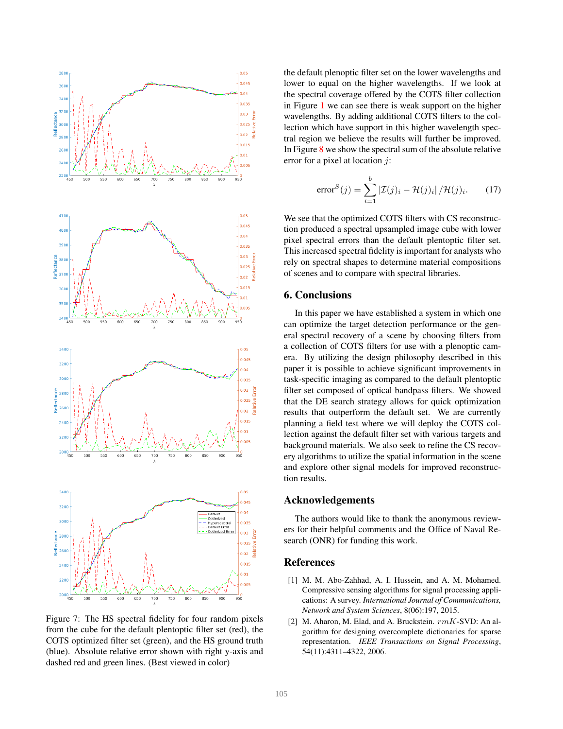Figure 7: The HS spectral fidelity for four random pixels from the cube for the default plentoptic filter set (red), the COTS optimized filter set (green), and the HS ground truth (blue). Absolute relative error shown with right y-axis and dashed red and green lines. (Best viewed in color)

the default plenoptic filter set on the lower wavelengths and lower to equal on the higher wavelengths. If we look at the spectral coverage offered by the COTS filter collection in Figure 1 we can see there is weak support on the higher wavelengths. By adding additional COTS filters to the collection which have support in this higher wavelength spectral region we believe the results will further be improved. In Figure 8 we show the spectral sum of the absolute relative error for a pixel at location $j$:

$$\text{error}^S(j) = \sum_{i=1}^{b} |\mathcal{I}(j)_i - \mathcal{H}(j)_i| / \mathcal{H}(j)_i. \qquad (17)$$

We see that the optimized COTS filters with CS reconstruction produced a spectral upsampled image cube with lower pixel spectral errors than the default plentoptic filter set. This increased spectral fidelity is important for analysts who rely on spectral shapes to determine material compositions of scenes and to compare with spectral libraries.

## 6. Conclusions

In this paper we have established a system in which one can optimize the target detection performance or the general spectral recovery of a scene by choosing filters from a collection of COTS filters for use with a plenoptic camera. By utilizing the design philosophy described in this paper it is possible to achieve significant improvements in task-specific imaging as compared to the default plentoptic filter set composed of optical bandpass filters. We showed that the DE search strategy allows for quick optimization results that outperform the default set. We are currently planning a field test where we will deploy the COTS collection against the default filter set with various targets and background materials. We also seek to refine the CS recovery algorithms to utilize the spatial information in the scene and explore other signal models for improved reconstruction results.

## Acknowledgements

The authors would like to thank the anonymous reviewers for their helpful comments and the Office of Naval Research (ONR) for funding this work.

## References

[1] M. M. Abo-Zahhad, A. I. Hussein, and A. M. Mohamed. Compressive sensing algorithms for signal processing applications: A survey. *International Journal of Communications, Network and System Sciences*, 8(06):197, 2015.

[2] M. Aharon, M. Elad, and A. Bruckstein. $rmK$-SVD: An algorithm for designing overcomplete dictionaries for sparse representation. *IEEE Transactions on Signal Processing*, 54(11):4311–4322, 2006.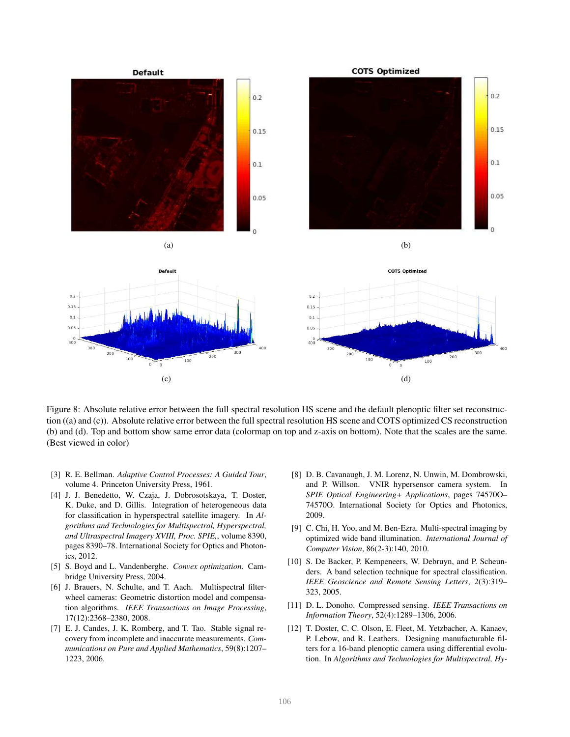Figure 8: Absolute relative error between the full spectral resolution HS scene and the default plenoptic filter set reconstruction ((a) and (c)). Absolute relative error between the full spectral resolution HS scene and COTS optimized CS reconstruction (b) and (d). Top and bottom show same error data (colormap on top and z-axis on bottom). Note that the scales are the same. (Best viewed in color)

[3] R. E. Bellman. *Adaptive Control Processes: A Guided Tour*, volume 4. Princeton University Press, 1961.

[4] J. J. Benedetto, W. Czaja, J. Dobrosotskaya, T. Doster, K. Duke, and D. Gillis. Integration of heterogeneous data for classification in hyperspectral satellite imagery. In *Algorithms and Technologies for Multispectral, Hyperspectral, and Ultraspectral Imagery XVIII, Proc. SPIE,*, volume 8390, pages 8390–78. International Society for Optics and Photonics, 2012.

[5] S. Boyd and L. Vandenberghe. *Convex optimization*. Cambridge University Press, 2004.

[6] J. Brauers, N. Schulte, and T. Aach. Multispectral filter-wheel cameras: Geometric distortion model and compensation algorithms. *IEEE Transactions on Image Processing*, 17(12):2368–2380, 2008.

[7] E. J. Candes, J. K. Romberg, and T. Tao. Stable signal recovery from incomplete and inaccurate measurements. *Communications on Pure and Applied Mathematics*, 59(8):1207–1223, 2006.

[8] D. B. Cavanaugh, J. M. Lorenz, N. Unwin, M. Dombrowski, and P. Willson. VNIR hypersensor camera system. In *SPIE Optical Engineering+ Applications*, pages 74570O–74570O. International Society for Optics and Photonics, 2009.

[9] C. Chi, H. Yoo, and M. Ben-Ezra. Multi-spectral imaging by optimized wide band illumination. *International Journal of Computer Vision*, 86(2-3):140, 2010.

[10] S. De Backer, P. Kempeneers, W. Debruyn, and P. Scheunders. A band selection technique for spectral classification. *IEEE Geoscience and Remote Sensing Letters*, 2(3):319–323, 2005.

[11] D. L. Donoho. Compressed sensing. *IEEE Transactions on Information Theory*, 52(4):1289–1306, 2006.

[12] T. Doster, C. C. Olson, E. Fleet, M. Yetzbacher, A. Kanaev, P. Lebow, and R. Leathers. Designing manufacturable filters for a 16-band plenoptic camera using differential evolution. In *Algorithms and Technologies for Multispectral, Hy-*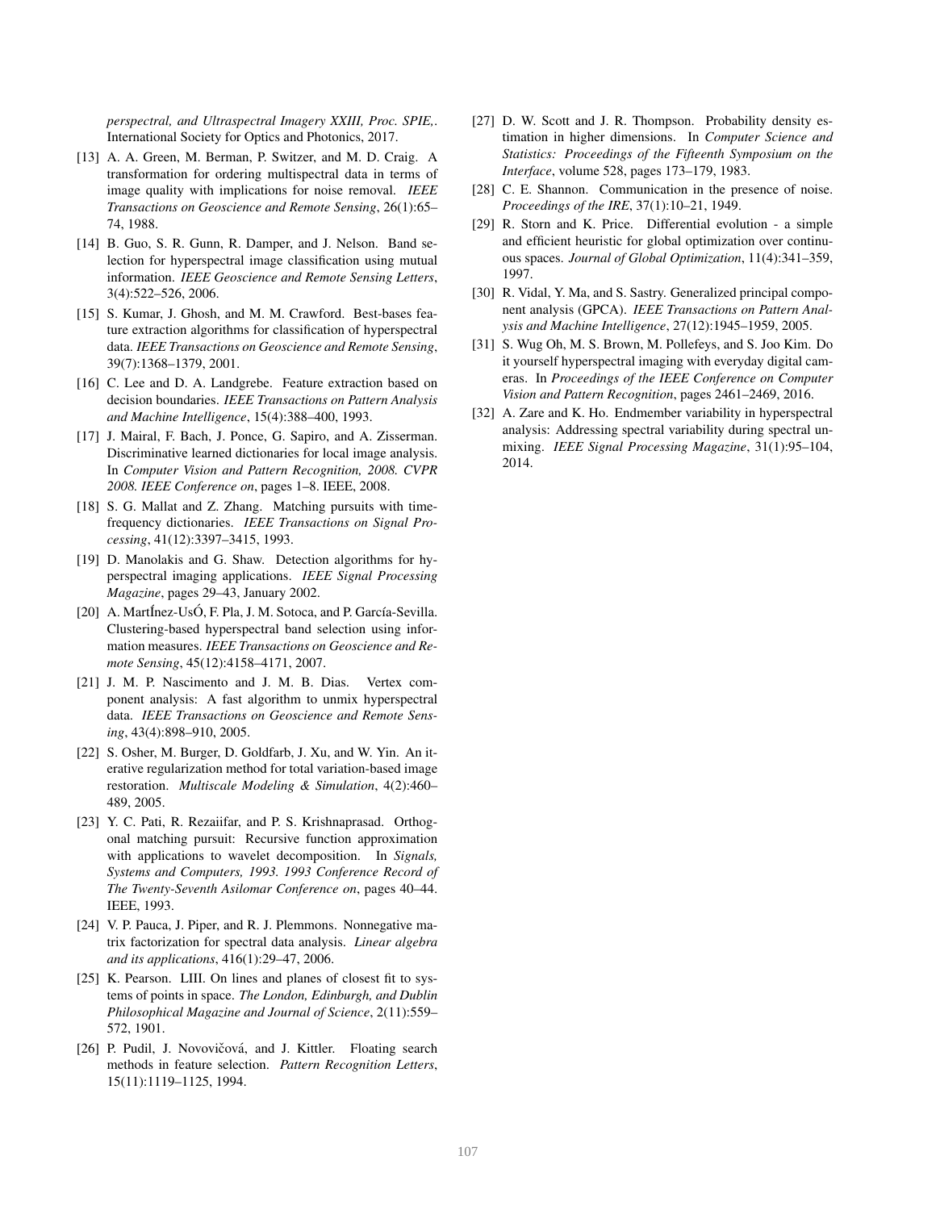*perspectral, and Ultraspectral Imagery XXIII, Proc. SPIE,*. International Society for Optics and Photonics, 2017.

[13] A. A. Green, M. Berman, P. Switzer, and M. D. Craig. A transformation for ordering multispectral data in terms of image quality with implications for noise removal. *IEEE Transactions on Geoscience and Remote Sensing*, 26(1):65–74, 1988.

[14] B. Guo, S. R. Gunn, R. Damper, and J. Nelson. Band selection for hyperspectral image classification using mutual information. *IEEE Geoscience and Remote Sensing Letters*, 3(4):522–526, 2006.

[15] S. Kumar, J. Ghosh, and M. M. Crawford. Best-bases feature extraction algorithms for classification of hyperspectral data. *IEEE Transactions on Geoscience and Remote Sensing*, 39(7):1368–1379, 2001.

[16] C. Lee and D. A. Landgrebe. Feature extraction based on decision boundaries. *IEEE Transactions on Pattern Analysis and Machine Intelligence*, 15(4):388–400, 1993.

[17] J. Mairal, F. Bach, J. Ponce, G. Sapiro, and A. Zisserman. Discriminative learned dictionaries for local image analysis. In *Computer Vision and Pattern Recognition, 2008. CVPR 2008. IEEE Conference on*, pages 1–8. IEEE, 2008.

[18] S. G. Mallat and Z. Zhang. Matching pursuits with time-frequency dictionaries. *IEEE Transactions on Signal Processing*, 41(12):3397–3415, 1993.

[19] D. Manolakis and G. Shaw. Detection algorithms for hyperspectral imaging applications. *IEEE Signal Processing Magazine*, pages 29–43, January 2002.

[20] A. MartÍnez-UsÓ, F. Pla, J. M. Sotoca, and P. García-Sevilla. Clustering-based hyperspectral band selection using information measures. *IEEE Transactions on Geoscience and Remote Sensing*, 45(12):4158–4171, 2007.

[21] J. M. P. Nascimento and J. M. B. Dias. Vertex component analysis: A fast algorithm to unmix hyperspectral data. *IEEE Transactions on Geoscience and Remote Sensing*, 43(4):898–910, 2005.

[22] S. Osher, M. Burger, D. Goldfarb, J. Xu, and W. Yin. An iterative regularization method for total variation-based image restoration. *Multiscale Modeling & Simulation*, 4(2):460–489, 2005.

[23] Y. C. Pati, R. Rezaiifar, and P. S. Krishnaprasad. Orthogonal matching pursuit: Recursive function approximation with applications to wavelet decomposition. In *Signals, Systems and Computers, 1993. 1993 Conference Record of The Twenty-Seventh Asilomar Conference on*, pages 40–44. IEEE, 1993.

[24] V. P. Pauca, J. Piper, and R. J. Plemmons. Nonnegative matrix factorization for spectral data analysis. *Linear algebra and its applications*, 416(1):29–47, 2006.

[25] K. Pearson. LIII. On lines and planes of closest fit to systems of points in space. *The London, Edinburgh, and Dublin Philosophical Magazine and Journal of Science*, 2(11):559–572, 1901.

[26] P. Pudil, J. Novovičová, and J. Kittler. Floating search methods in feature selection. *Pattern Recognition Letters*, 15(11):1119–1125, 1994.

[27] D. W. Scott and J. R. Thompson. Probability density estimation in higher dimensions. In *Computer Science and Statistics: Proceedings of the Fifteenth Symposium on the Interface*, volume 528, pages 173–179, 1983.

[28] C. E. Shannon. Communication in the presence of noise. *Proceedings of the IRE*, 37(1):10–21, 1949.

[29] R. Storn and K. Price. Differential evolution - a simple and efficient heuristic for global optimization over continuous spaces. *Journal of Global Optimization*, 11(4):341–359, 1997.

[30] R. Vidal, Y. Ma, and S. Sastry. Generalized principal component analysis (GPCA). *IEEE Transactions on Pattern Analysis and Machine Intelligence*, 27(12):1945–1959, 2005.

[31] S. Wug Oh, M. S. Brown, M. Pollefeys, and S. Joo Kim. Do it yourself hyperspectral imaging with everyday digital cameras. In *Proceedings of the IEEE Conference on Computer Vision and Pattern Recognition*, pages 2461–2469, 2016.

[32] A. Zare and K. Ho. Endmember variability in hyperspectral analysis: Addressing spectral variability during spectral unmixing. *IEEE Signal Processing Magazine*, 31(1):95–104, 2014.